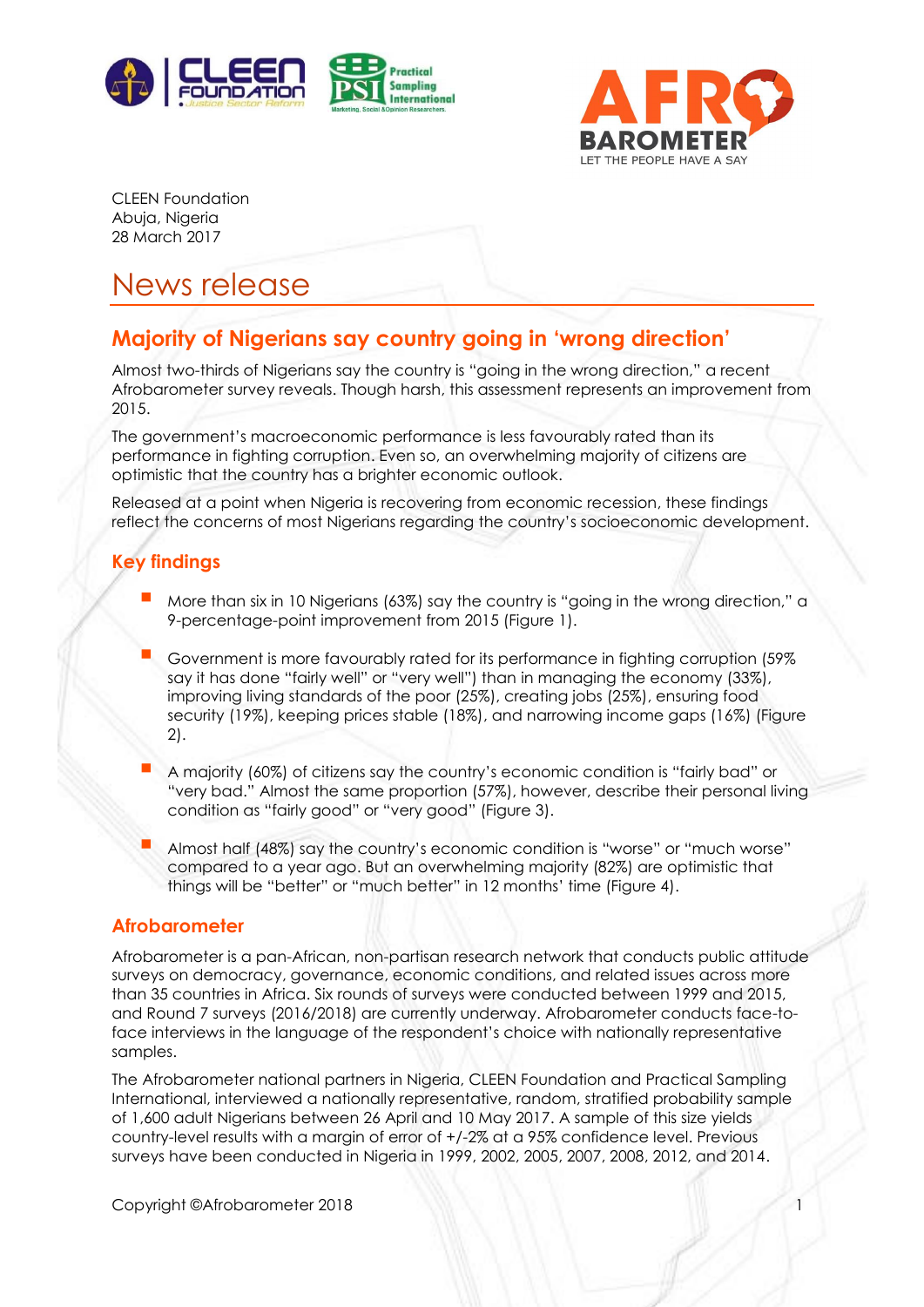CLEEN Foundation
Abuja, Nigeria
28 March 2017

# News release

## Majority of Nigerians say country going in 'wrong direction'

Almost two-thirds of Nigerians say the country is "going in the wrong direction," a recent Afrobarometer survey reveals. Though harsh, this assessment represents an improvement from 2015.

The government's macroeconomic performance is less favourably rated than its performance in fighting corruption. Even so, an overwhelming majority of citizens are optimistic that the country has a brighter economic outlook.

Released at a point when Nigeria is recovering from economic recession, these findings reflect the concerns of most Nigerians regarding the country's socioeconomic development.

### Key findings

- More than six in 10 Nigerians (63%) say the country is "going in the wrong direction," a 9-percentage-point improvement from 2015 (Figure 1).
- Government is more favourably rated for its performance in fighting corruption (59% say it has done "fairly well" or "very well") than in managing the economy (33%), improving living standards of the poor (25%), creating jobs (25%), ensuring food security (19%), keeping prices stable (18%), and narrowing income gaps (16%) (Figure 2).
- A majority (60%) of citizens say the country's economic condition is "fairly bad" or "very bad." Almost the same proportion (57%), however, describe their personal living condition as "fairly good" or "very good" (Figure 3).
- Almost half (48%) say the country's economic condition is "worse" or "much worse" compared to a year ago. But an overwhelming majority (82%) are optimistic that things will be "better" or "much better" in 12 months' time (Figure 4).

### Afrobarometer

Afrobarometer is a pan-African, non-partisan research network that conducts public attitude surveys on democracy, governance, economic conditions, and related issues across more than 35 countries in Africa. Six rounds of surveys were conducted between 1999 and 2015, and Round 7 surveys (2016/2018) are currently underway. Afrobarometer conducts face-to-face interviews in the language of the respondent's choice with nationally representative samples.

The Afrobarometer national partners in Nigeria, CLEEN Foundation and Practical Sampling International, interviewed a nationally representative, random, stratified probability sample of 1,600 adult Nigerians between 26 April and 10 May 2017. A sample of this size yields country-level results with a margin of error of +/-2% at a 95% confidence level. Previous surveys have been conducted in Nigeria in 1999, 2002, 2005, 2007, 2008, 2012, and 2014.

Copyright ©Afrobarometer 2018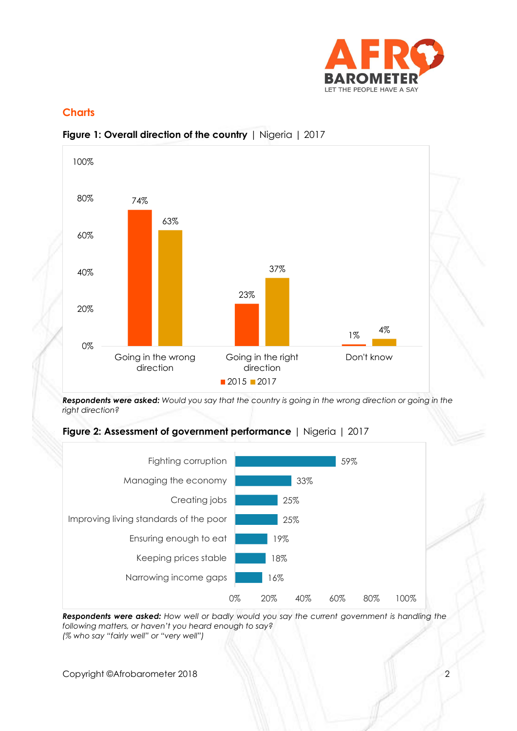## Charts

**Figure 1: Overall direction of the country** | Nigeria | 2017

| | 2015 | 2017 |
|---|---|---|
| Going in the wrong direction | 74% | 63% |
| Going in the right direction | 23% | 37% |
| Don't know | 1% | 4% |

***Respondents were asked:*** *Would you say that the country is going in the wrong direction or going in the right direction?*

**Figure 2: Assessment of government performance** | Nigeria | 2017

| | % |
|---|---|
| Fighting corruption | 59% |
| Managing the economy | 33% |
| Creating jobs | 25% |
| Improving living standards of the poor | 25% |
| Ensuring enough to eat | 19% |
| Keeping prices stable | 18% |
| Narrowing income gaps | 16% |

***Respondents were asked:*** *How well or badly would you say the current government is handling the following matters, or haven't you heard enough to say?*
*(% who say "fairly well" or "very well")*

Copyright ©Afrobarometer 2018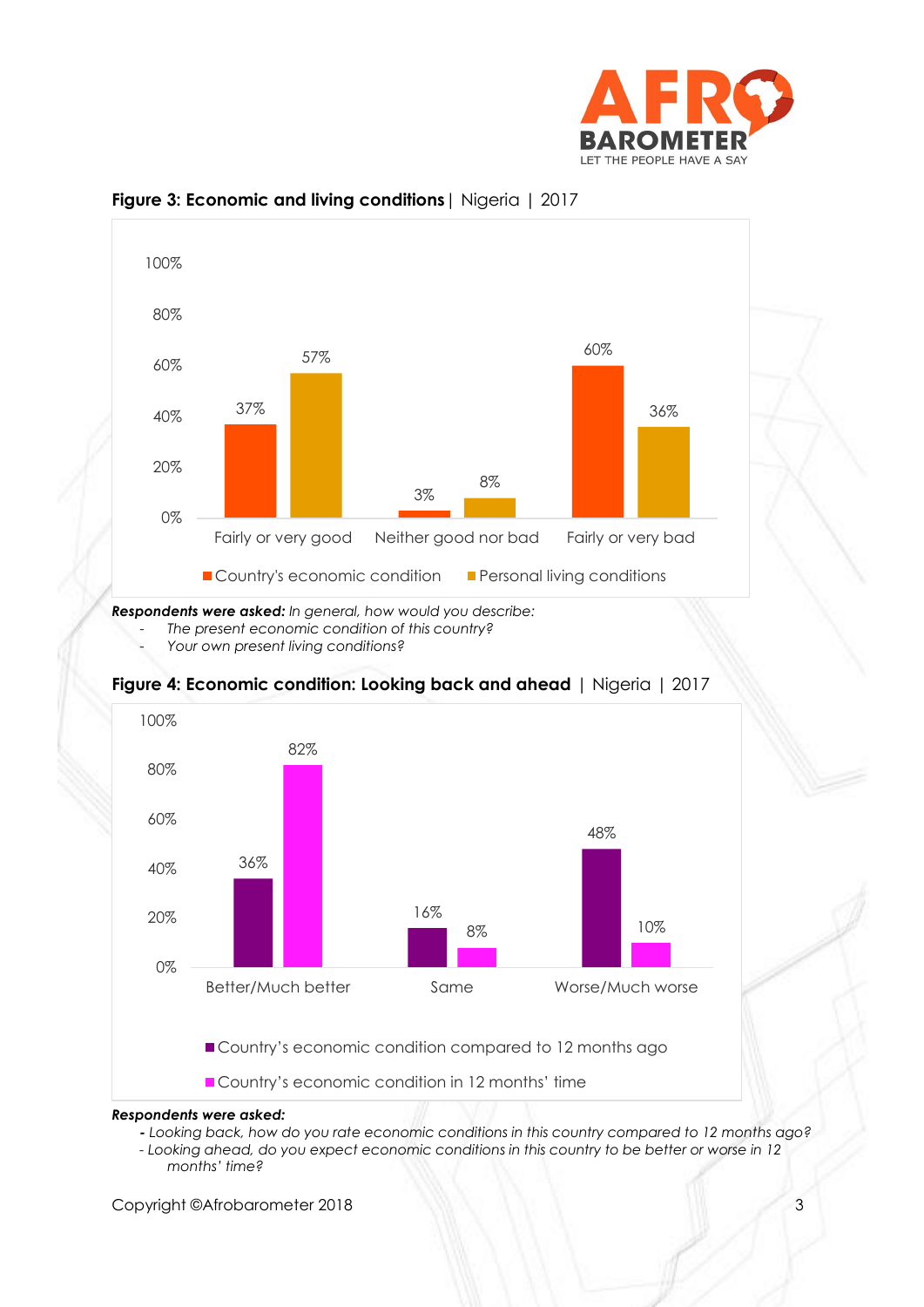**Figure 3: Economic and living conditions** | Nigeria | 2017

| | Fairly or very good | Neither good nor bad | Fairly or very bad |
|---|---|---|---|
| Country's economic condition | 37% | 3% | 60% |
| Personal living conditions | 57% | 8% | 36% |

***Respondents were asked:*** *In general, how would you describe:*

- *The present economic condition of this country?*
- *Your own present living conditions?*

**Figure 4: Economic condition: Looking back and ahead** | Nigeria | 2017

| | Better/Much better | Same | Worse/Much worse |
|---|---|---|---|
| Country's economic condition compared to 12 months ago | 36% | 16% | 48% |
| Country's economic condition in 12 months' time | 82% | 8% | 10% |

***Respondents were asked:***

- *Looking back, how do you rate economic conditions in this country compared to 12 months ago?*
- *Looking ahead, do you expect economic conditions in this country to be better or worse in 12 months' time?*

Copyright ©Afrobarometer 2018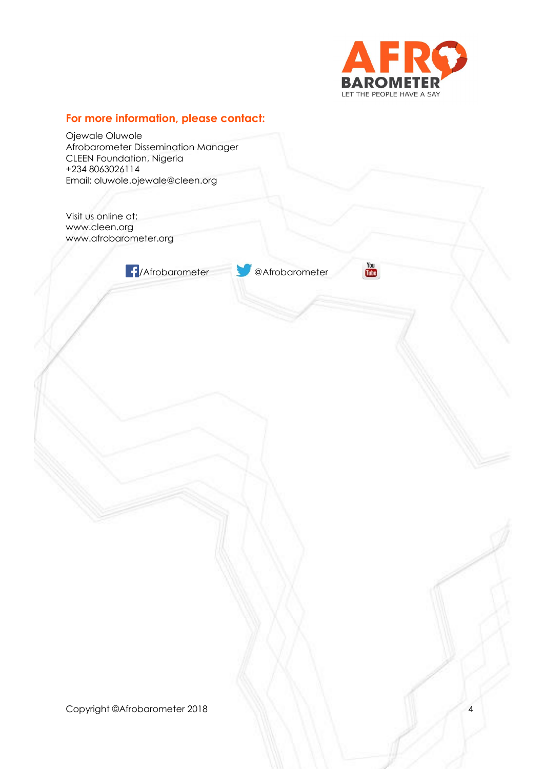## For more information, please contact:

Ojewale Oluwole
Afrobarometer Dissemination Manager
CLEEN Foundation, Nigeria
+234 8063026114
Email: oluwole.ojewale@cleen.org

Visit us online at:
www.cleen.org
www.afrobarometer.org

/Afrobarometer @Afrobarometer

Copyright ©Afrobarometer 2018